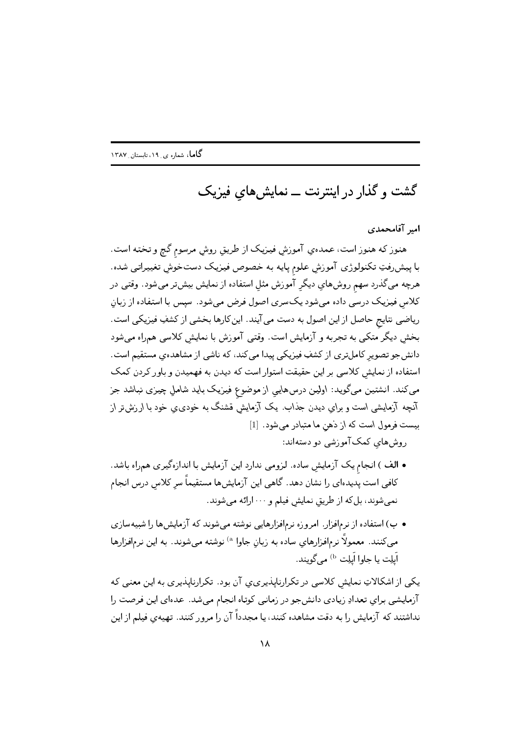# گشت و گذار در اینترنت ــ نمایش‌هایِ فیزیک

**امیر آقامحمدی**

هنوز که هنوز است، عمده‌یِ آموزشِ فیزیک از طریقِ روشِ مرسومِ گچ و تخته است. با پیش‌رفتِ تکنولوژی آموزشِ علومِ پایه به خصوص فیزیک دست‌خوشِ تغییراتی شده. هرچه می‌گذرد سهمِ روش‌هایِ دیگرِ آموزش مثلِ استفاده از نمایش بیش‌تر می‌شود. وقتی در کلاسِ فیزیک درسی داده می‌شود یک‌سری اصول فرض می‌شود. سپس با استفاده از زبانِ ریاضی نتایجِ حاصل از این اصول به دست می‌آیند. این‌کارها بخشی از کشفِ فیزیکی است. بخشِ دیگر متکی به تجربه و آزمایش است. وقتی آموزش با نمایشِ کلاسی همراه می‌شود دانش‌جو تصویرِ کامل‌تری از کشفِ فیزیکی پیدا می‌کند، که ناشی از مشاهده‌یِ مستقیم است. استفاده از نمایشِ کلاسی بر این حقیقت استوار است که دیدن به فهمیدن و باور کردن کمک می‌کند. انشتین می‌گوید: اولین درس‌هایی از موضوعِ فیزیک باید شاملِ چیزی نباشد جز آنچه آزمایشی است و برایِ دیدن جذاب. یک آزمایشِ قشنگ به خودی‌ِ خود با ارزش‌تر از بیست فرمول است که از ذهنِ ما متبادر می‌شود. [1]

روش‌هایِ کمک‌آموزشی دو دسته‌اند:

- **الف )** انجامِ یک آزمایشِ ساده. لزومی ندارد این آزمایش با اندازه‌گیری همراه باشد. کافی است پدیده‌ای را نشان دهد. گاهی این آزمایش‌ها مستقیماً سرِ کلاسِ درس انجام نمی‌شوند، بل‌که از طریقِ نمایشِ فیلم و ··· ارائه می‌شوند.

- **ب)** استفاده از نرم‌افزار. امروزه نرم‌افزارهایی نوشته می‌شوند که آزمایش‌ها را شبیه‌سازی می‌کنند. معمولاً نرم‌افزارهایِ ساده به زبانِ جاوا [a] نوشته می‌شوند. به این نرم‌افزارها اَپلت یا جاوا اَپلت [b] می‌گویند.

یکی از اشکالاتِ نمایشِ کلاسی در تکرارناپذیری‌یِ آن بود. تکرارناپذیری به این معنی که آزمایشی برایِ تعدادِ زیادی دانش‌جو در زمانی کوتاه انجام می‌شد. عده‌ای این فرصت را نداشتند که آزمایش را به دقت مشاهده کنند، یا مجدداً آن را مرور کنند. تهیه‌یِ فیلم از این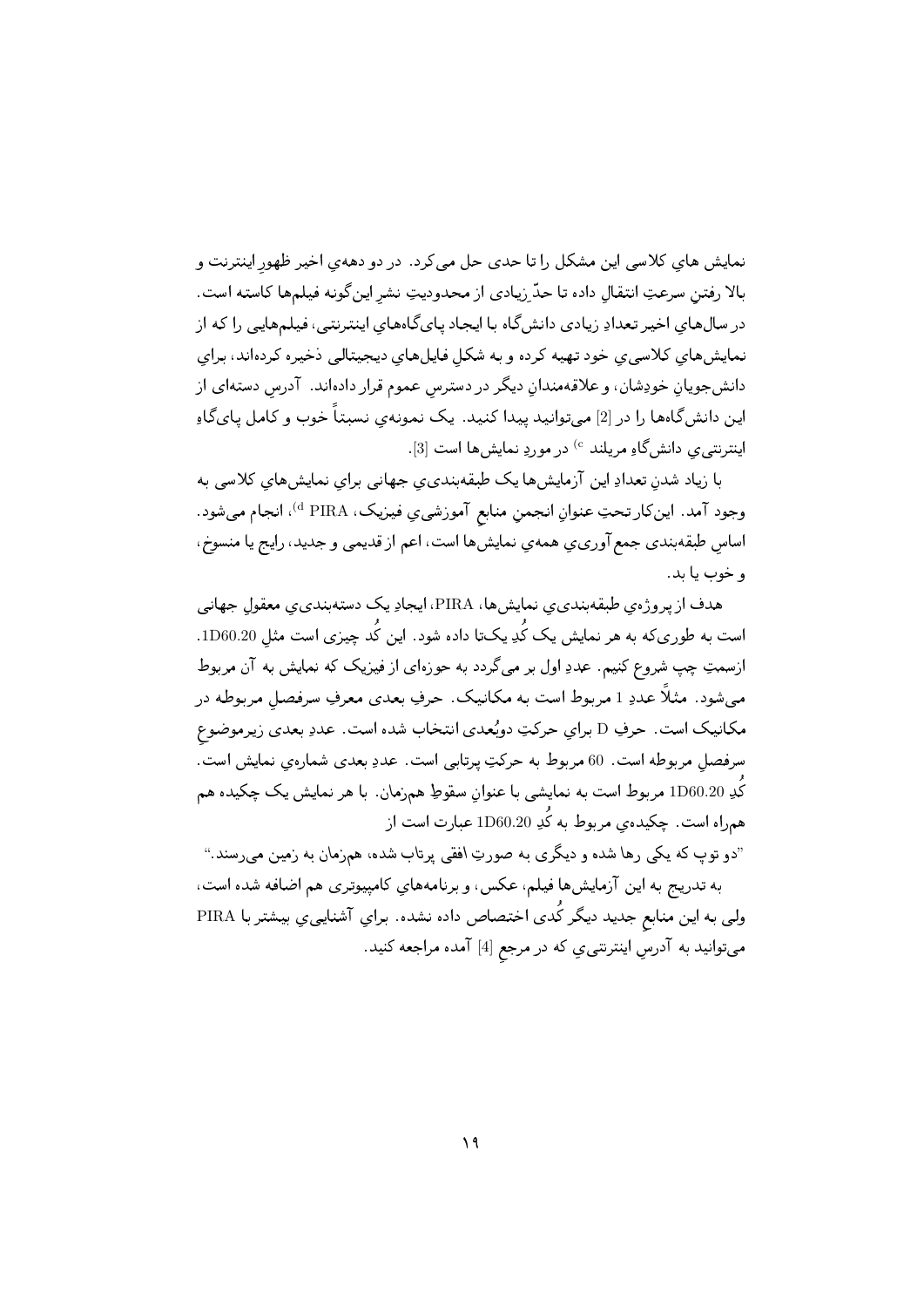نمایش هایِ کلاسی این مشکل را تا حدی حل می‌کرد. در دو دهه‌ی اخیر ظهورِ اینترنت و بالا رفتنِ سرعتِ انتقال داده تا حدّ زیادی از محدودیتِ نشرِ این‌گونه فیلم‌ها کاسته است. در سال‌هایِ اخیر تعدادِ زیادی دانش‌گاه با ایجاد پای‌گاه‌هایِ اینترنتی، فیلم‌هایی را که از نمایش‌هایِ کلاسی‌یِ خود تهیه کرده و به شکلِ فایل‌هایِ دیجیتالی ذخیره کرده‌اند، برایِ دانش‌جویانِ خودِشان، و علاقه‌مندانِ دیگر در دسترسِ عموم قرار داده‌اند. آدرسِ دسته‌ای از این دانش‌گاه‌ها را در [2] می‌توانید پیدا کنید. یک نمونه‌یِ نسبتاً خوب و کامل پای‌گاهِ اینترنتی‌یِ دانش‌گاهِ مریلند [c] در موردِ نمایش‌ها است [3].

با زیاد شدنِ تعدادِ این آزمایش‌ها یک طبقه‌بندی‌یِ جهانی برایِ نمایش‌هایِ کلاسی به وجود آمد. این‌کار تحتِ عنوانِ انجمنِ منابعِ آموزشی‌یِ فیزیک، PIRA [d]، انجام می‌شود. اساسِ طبقه‌بندی جمع‌آوری‌یِ همه‌یِ نمایش‌ها است، اعم از قدیمی و جدید، رایج یا منسوخ، و خوب یا بد.

هدف از پروژه‌یِ طبقه‌بندی‌یِ نمایش‌ها، PIRA، ایجادِ یک دسته‌بندی‌یِ معقولِ جهانی است به طوری‌که به هر نمایش یک کُدِ یک‌تا داده شود. این کُد چیزی است مثلِ 1D60.20. ازسمتِ چپ شروع کنیم. عددِ اول بر می‌گردد به حوزه‌ای از فیزیک که نمایش به آن مربوط می‌شود. مثلاً عددِ 1 مربوط است به مکانیک. حرفِ بعدی معرفِ سرفصلِ مربوطه در مکانیک است. حرفِ D برایِ حرکتِ دوبُعدی انتخاب شده است. عددِ بعدی زیرموضوعِ سرفصلِ مربوطه است. 60 مربوط به حرکتِ پرتابی است. عددِ بعدی شماره‌یِ نمایش است. کُدِ 1D60.20 مربوط است به نمایشی با عنوانِ سقوطِ هم‌زمان. با هر نمایش یک چکیده هم همراه است. چکیده‌یِ مربوط به کُدِ 1D60.20 عبارت است از

"دو توپ که یکی رها شده و دیگری به صورتِ افقی پرتاب شده، هم‌زمان به زمین می‌رسند."

به تدریج به این آزمایش‌ها فیلم، عکس، و برنامه‌هایِ کامپیوتری هم اضافه شده است، ولی به این منابعِ جدید دیگر کُدی اختصاص داده نشده. برایِ آشنایی‌یِ بیشتر با PIRA می‌توانید به آدرسِ اینترنتی‌یِ که در مرجعِ [4] آمده مراجعه کنید.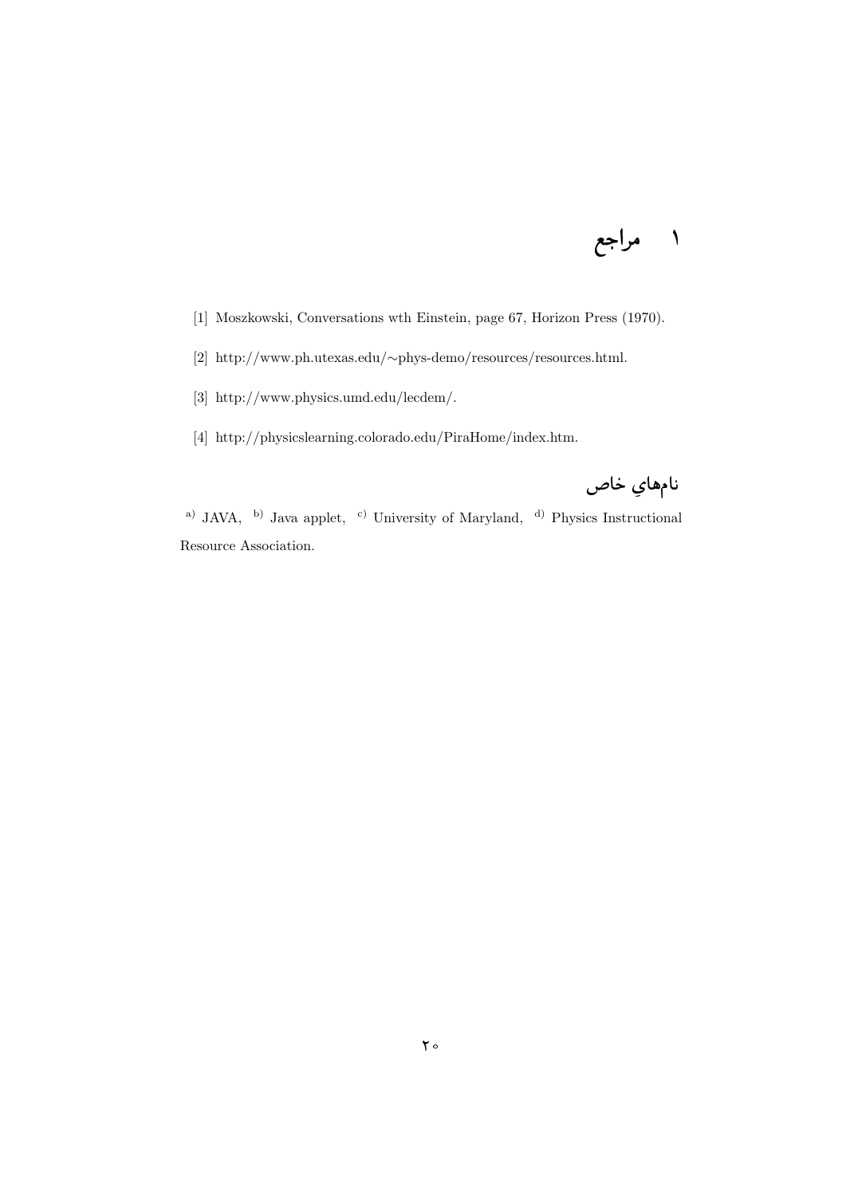# ۱ مراجع

[1] Moszkowski, Conversations wth Einstein, page 67, Horizon Press (1970).

[2] http://www.ph.utexas.edu/~phys-demo/resources/resources.html.

[3] http://www.physics.umd.edu/lecdem/.

[4] http://physicslearning.colorado.edu/PiraHome/index.htm.

## نام‌هایِ خاص

[a] JAVA, [b] Java applet, [c] University of Maryland, [d] Physics Instructional Resource Association.